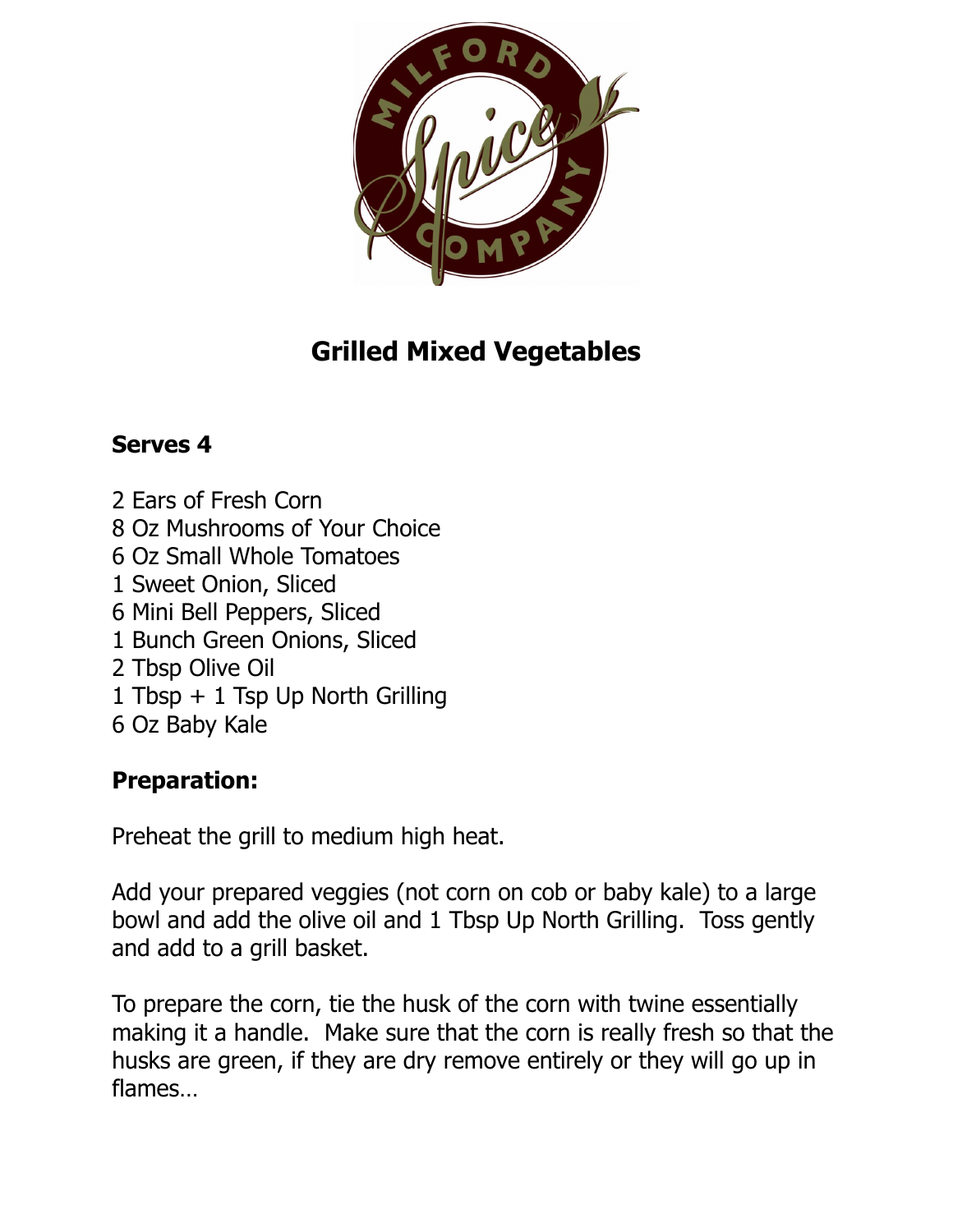# Grilled Mixed Vegetables

**Serves 4**

2 Ears of Fresh Corn
8 Oz Mushrooms of Your Choice
6 Oz Small Whole Tomatoes
1 Sweet Onion, Sliced
6 Mini Bell Peppers, Sliced
1 Bunch Green Onions, Sliced
2 Tbsp Olive Oil
1 Tbsp + 1 Tsp Up North Grilling
6 Oz Baby Kale

## Preparation:

Preheat the grill to medium high heat.

Add your prepared veggies (not corn on cob or baby kale) to a large bowl and add the olive oil and 1 Tbsp Up North Grilling. Toss gently and add to a grill basket.

To prepare the corn, tie the husk of the corn with twine essentially making it a handle. Make sure that the corn is really fresh so that the husks are green, if they are dry remove entirely or they will go up in flames…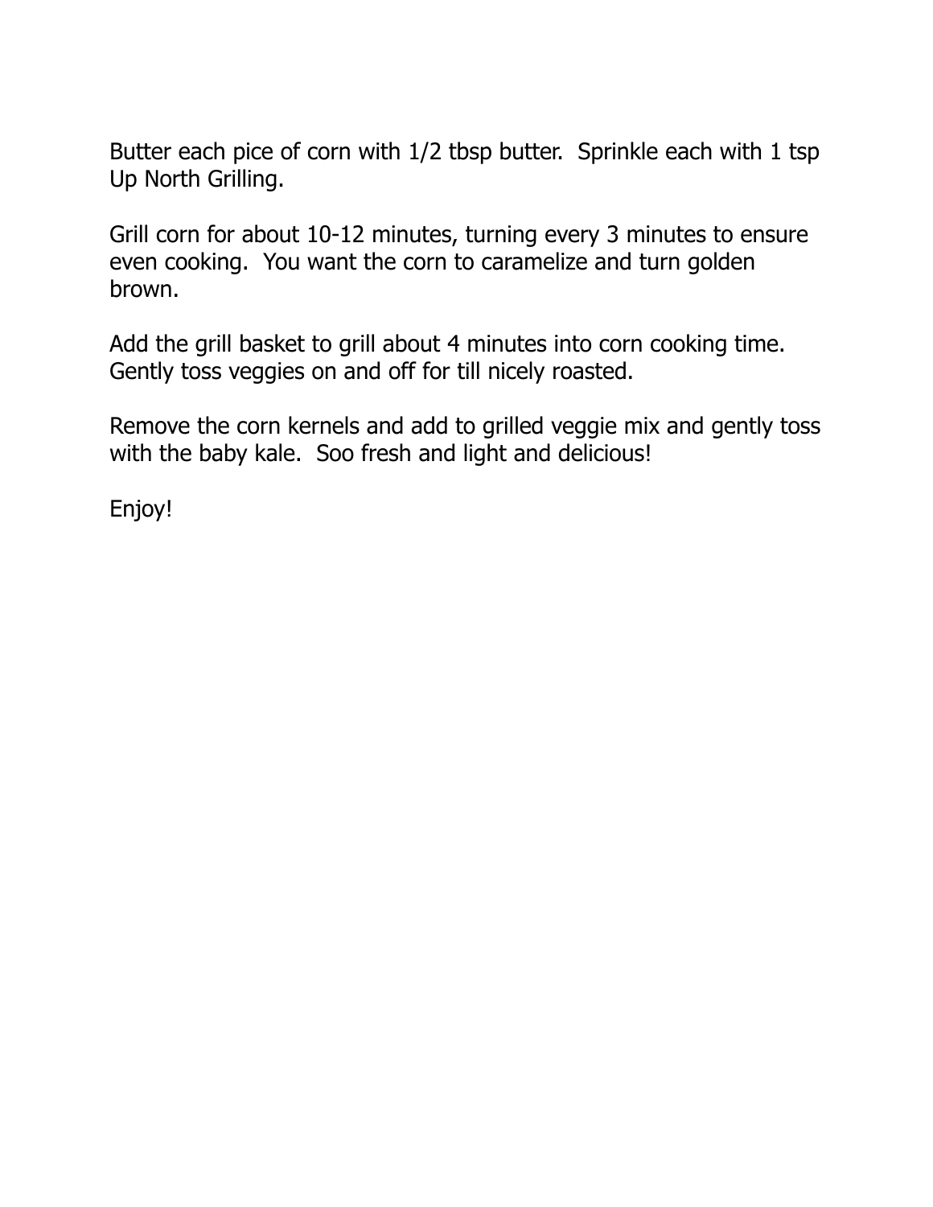Butter each pice of corn with 1/2 tbsp butter.  Sprinkle each with 1 tsp Up North Grilling.

Grill corn for about 10-12 minutes, turning every 3 minutes to ensure even cooking.  You want the corn to caramelize and turn golden brown.

Add the grill basket to grill about 4 minutes into corn cooking time.  Gently toss veggies on and off for till nicely roasted.

Remove the corn kernels and add to grilled veggie mix and gently toss with the baby kale.  Soo fresh and light and delicious!

Enjoy!